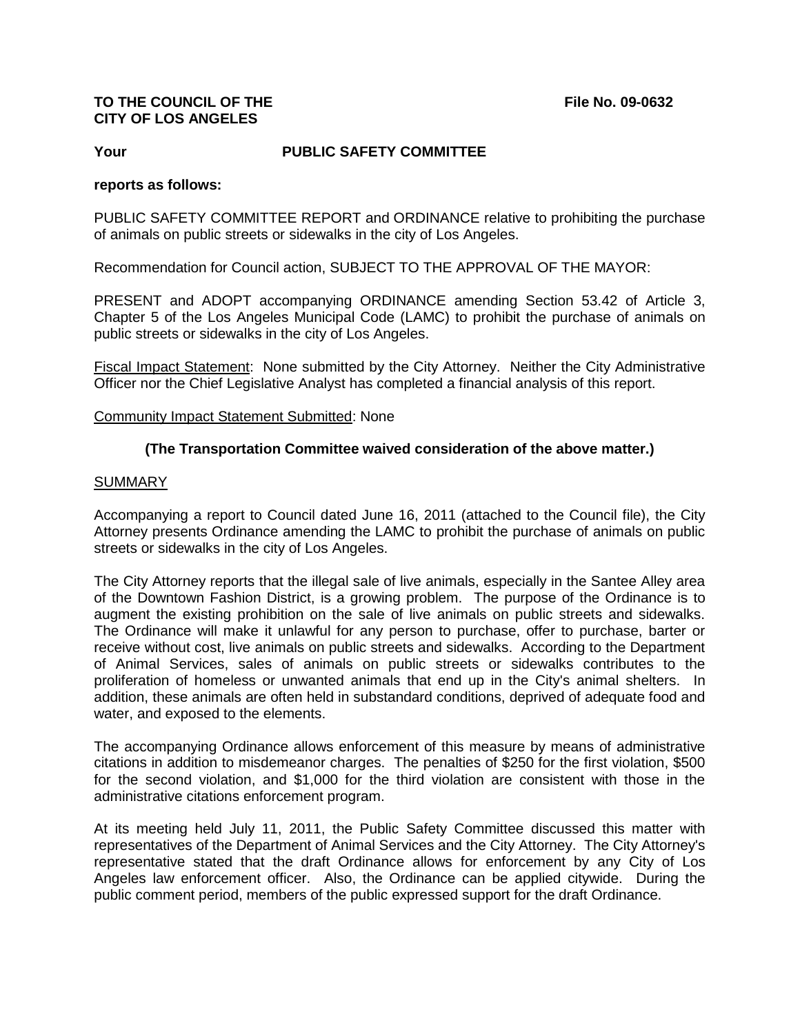**TO THE COUNCIL OF THE CITY OF LOS ANGELES** **File No. 09-0632**

**Your** **PUBLIC SAFETY COMMITTEE**

**reports as follows:**

PUBLIC SAFETY COMMITTEE REPORT and ORDINANCE relative to prohibiting the purchase of animals on public streets or sidewalks in the city of Los Angeles.

Recommendation for Council action, SUBJECT TO THE APPROVAL OF THE MAYOR:

PRESENT and ADOPT accompanying ORDINANCE amending Section 53.42 of Article 3, Chapter 5 of the Los Angeles Municipal Code (LAMC) to prohibit the purchase of animals on public streets or sidewalks in the city of Los Angeles.

Fiscal Impact Statement: None submitted by the City Attorney. Neither the City Administrative Officer nor the Chief Legislative Analyst has completed a financial analysis of this report.

Community Impact Statement Submitted: None

**(The Transportation Committee waived consideration of the above matter.)**

SUMMARY

Accompanying a report to Council dated June 16, 2011 (attached to the Council file), the City Attorney presents Ordinance amending the LAMC to prohibit the purchase of animals on public streets or sidewalks in the city of Los Angeles.

The City Attorney reports that the illegal sale of live animals, especially in the Santee Alley area of the Downtown Fashion District, is a growing problem. The purpose of the Ordinance is to augment the existing prohibition on the sale of live animals on public streets and sidewalks. The Ordinance will make it unlawful for any person to purchase, offer to purchase, barter or receive without cost, live animals on public streets and sidewalks. According to the Department of Animal Services, sales of animals on public streets or sidewalks contributes to the proliferation of homeless or unwanted animals that end up in the City's animal shelters. In addition, these animals are often held in substandard conditions, deprived of adequate food and water, and exposed to the elements.

The accompanying Ordinance allows enforcement of this measure by means of administrative citations in addition to misdemeanor charges. The penalties of $250 for the first violation, $500 for the second violation, and $1,000 for the third violation are consistent with those in the administrative citations enforcement program.

At its meeting held July 11, 2011, the Public Safety Committee discussed this matter with representatives of the Department of Animal Services and the City Attorney. The City Attorney's representative stated that the draft Ordinance allows for enforcement by any City of Los Angeles law enforcement officer. Also, the Ordinance can be applied citywide. During the public comment period, members of the public expressed support for the draft Ordinance.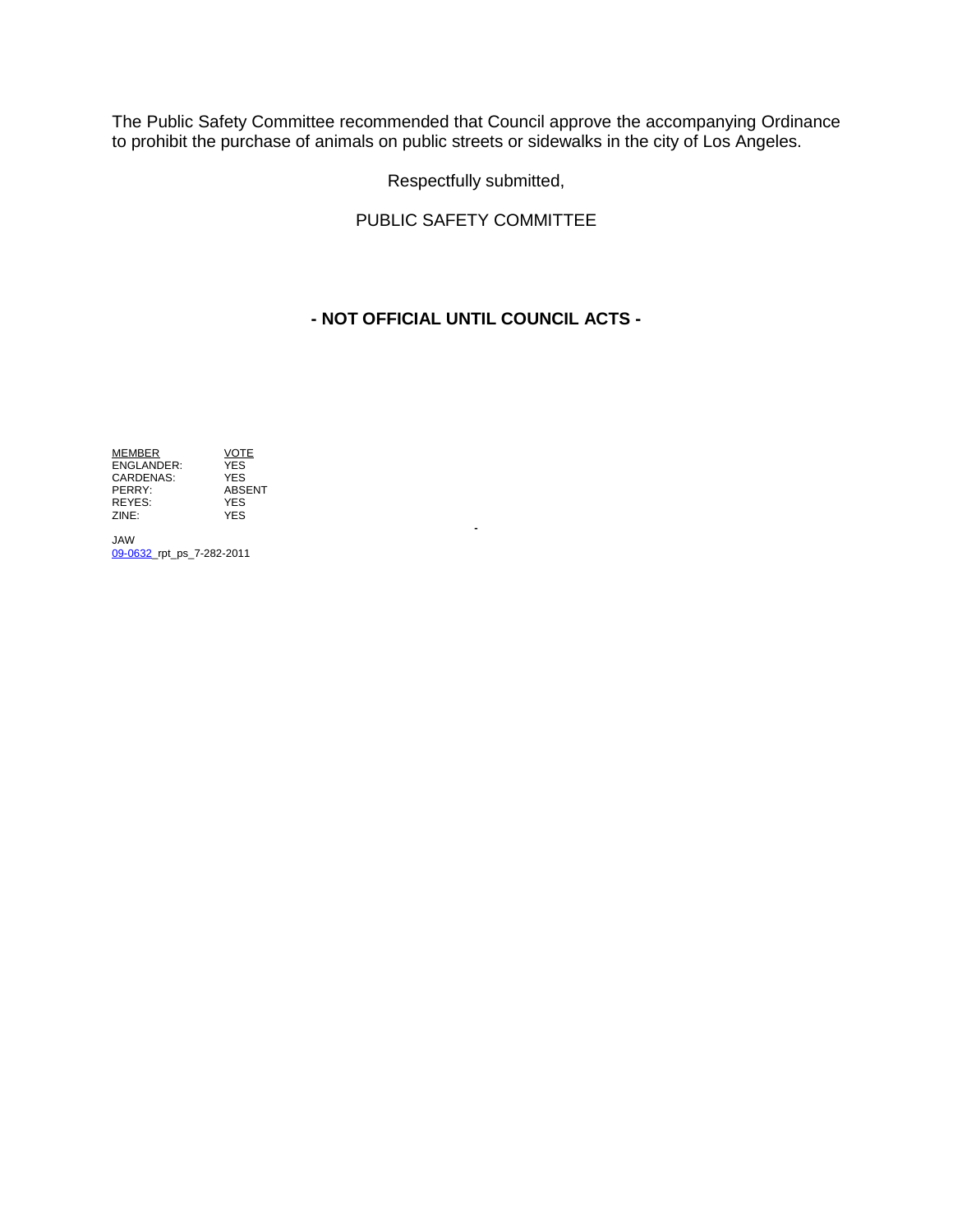The Public Safety Committee recommended that Council approve the accompanying Ordinance to prohibit the purchase of animals on public streets or sidewalks in the city of Los Angeles.

Respectfully submitted,

PUBLIC SAFETY COMMITTEE

**- NOT OFFICIAL UNTIL COUNCIL ACTS -**

| MEMBER | VOTE |
| --- | --- |
| ENGLANDER: | YES |
| CARDENAS: | YES |
| PERRY: | ABSENT |
| REYES: | YES |
| ZINE: | YES |

-

JAW
09-0632_rpt_ps_7-282-2011